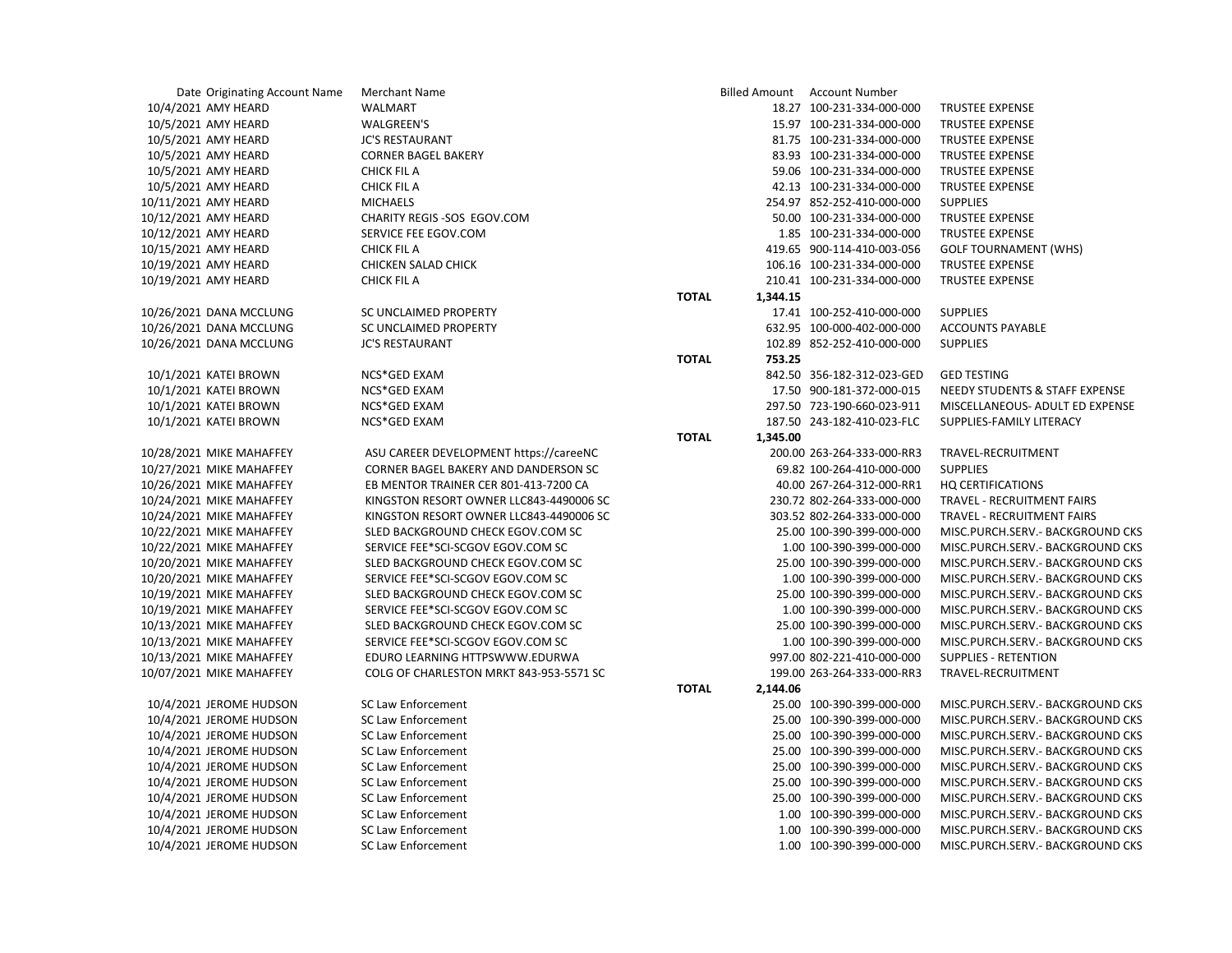| Date | Originating Account Name | Merchant Name | | Billed Amount | Account Number | |
|---|---|---|---|---|---|---|
| 10/4/2021 | AMY HEARD | WALMART | | 18.27 | 100-231-334-000-000 | TRUSTEE EXPENSE |
| 10/5/2021 | AMY HEARD | WALGREEN'S | | 15.97 | 100-231-334-000-000 | TRUSTEE EXPENSE |
| 10/5/2021 | AMY HEARD | JC'S RESTAURANT | | 81.75 | 100-231-334-000-000 | TRUSTEE EXPENSE |
| 10/5/2021 | AMY HEARD | CORNER BAGEL BAKERY | | 83.93 | 100-231-334-000-000 | TRUSTEE EXPENSE |
| 10/5/2021 | AMY HEARD | CHICK FIL A | | 59.06 | 100-231-334-000-000 | TRUSTEE EXPENSE |
| 10/5/2021 | AMY HEARD | CHICK FIL A | | 42.13 | 100-231-334-000-000 | TRUSTEE EXPENSE |
| 10/11/2021 | AMY HEARD | MICHAELS | | 254.97 | 852-252-410-000-000 | SUPPLIES |
| 10/12/2021 | AMY HEARD | CHARITY REGIS -SOS EGOV.COM | | 50.00 | 100-231-334-000-000 | TRUSTEE EXPENSE |
| 10/12/2021 | AMY HEARD | SERVICE FEE EGOV.COM | | 1.85 | 100-231-334-000-000 | TRUSTEE EXPENSE |
| 10/15/2021 | AMY HEARD | CHICK FIL A | | 419.65 | 900-114-410-003-056 | GOLF TOURNAMENT (WHS) |
| 10/19/2021 | AMY HEARD | CHICKEN SALAD CHICK | | 106.16 | 100-231-334-000-000 | TRUSTEE EXPENSE |
| 10/19/2021 | AMY HEARD | CHICK FIL A | | 210.41 | 100-231-334-000-000 | TRUSTEE EXPENSE |
| | | | **TOTAL** | **1,344.15** | | |
| 10/26/2021 | DANA MCCLUNG | SC UNCLAIMED PROPERTY | | 17.41 | 100-252-410-000-000 | SUPPLIES |
| 10/26/2021 | DANA MCCLUNG | SC UNCLAIMED PROPERTY | | 632.95 | 100-000-402-000-000 | ACCOUNTS PAYABLE |
| 10/26/2021 | DANA MCCLUNG | JC'S RESTAURANT | | 102.89 | 852-252-410-000-000 | SUPPLIES |
| | | | **TOTAL** | **753.25** | | |
| 10/1/2021 | KATEI BROWN | NCS*GED EXAM | | 842.50 | 356-182-312-023-GED | GED TESTING |
| 10/1/2021 | KATEI BROWN | NCS*GED EXAM | | 17.50 | 900-181-372-000-015 | NEEDY STUDENTS & STAFF EXPENSE |
| 10/1/2021 | KATEI BROWN | NCS*GED EXAM | | 297.50 | 723-190-660-023-911 | MISCELLANEOUS- ADULT ED EXPENSE |
| 10/1/2021 | KATEI BROWN | NCS*GED EXAM | | 187.50 | 243-182-410-023-FLC | SUPPLIES-FAMILY LITERACY |
| | | | **TOTAL** | **1,345.00** | | |
| 10/28/2021 | MIKE MAHAFFEY | ASU CAREER DEVELOPMENT https://careeNC | | 200.00 | 263-264-333-000-RR3 | TRAVEL-RECRUITMENT |
| 10/27/2021 | MIKE MAHAFFEY | CORNER BAGEL BAKERY AND DANDERSON SC | | 69.82 | 100-264-410-000-000 | SUPPLIES |
| 10/26/2021 | MIKE MAHAFFEY | EB MENTOR TRAINER CER 801-413-7200 CA | | 40.00 | 267-264-312-000-RR1 | HQ CERTIFICATIONS |
| 10/24/2021 | MIKE MAHAFFEY | KINGSTON RESORT OWNER LLC843-4490006 SC | | 230.72 | 802-264-333-000-000 | TRAVEL - RECRUITMENT FAIRS |
| 10/24/2021 | MIKE MAHAFFEY | KINGSTON RESORT OWNER LLC843-4490006 SC | | 303.52 | 802-264-333-000-000 | TRAVEL - RECRUITMENT FAIRS |
| 10/22/2021 | MIKE MAHAFFEY | SLED BACKGROUND CHECK EGOV.COM SC | | 25.00 | 100-390-399-000-000 | MISC.PURCH.SERV.- BACKGROUND CKS |
| 10/22/2021 | MIKE MAHAFFEY | SERVICE FEE*SCI-SCGOV EGOV.COM SC | | 1.00 | 100-390-399-000-000 | MISC.PURCH.SERV.- BACKGROUND CKS |
| 10/20/2021 | MIKE MAHAFFEY | SLED BACKGROUND CHECK EGOV.COM SC | | 25.00 | 100-390-399-000-000 | MISC.PURCH.SERV.- BACKGROUND CKS |
| 10/20/2021 | MIKE MAHAFFEY | SERVICE FEE*SCI-SCGOV EGOV.COM SC | | 1.00 | 100-390-399-000-000 | MISC.PURCH.SERV.- BACKGROUND CKS |
| 10/19/2021 | MIKE MAHAFFEY | SLED BACKGROUND CHECK EGOV.COM SC | | 25.00 | 100-390-399-000-000 | MISC.PURCH.SERV.- BACKGROUND CKS |
| 10/19/2021 | MIKE MAHAFFEY | SERVICE FEE*SCI-SCGOV EGOV.COM SC | | 1.00 | 100-390-399-000-000 | MISC.PURCH.SERV.- BACKGROUND CKS |
| 10/13/2021 | MIKE MAHAFFEY | SLED BACKGROUND CHECK EGOV.COM SC | | 25.00 | 100-390-399-000-000 | MISC.PURCH.SERV.- BACKGROUND CKS |
| 10/13/2021 | MIKE MAHAFFEY | SERVICE FEE*SCI-SCGOV EGOV.COM SC | | 1.00 | 100-390-399-000-000 | MISC.PURCH.SERV.- BACKGROUND CKS |
| 10/13/2021 | MIKE MAHAFFEY | EDURO LEARNING HTTPSWWW.EDURWA | | 997.00 | 802-221-410-000-000 | SUPPLIES - RETENTION |
| 10/07/2021 | MIKE MAHAFFEY | COLG OF CHARLESTON MRKT 843-953-5571 SC | | 199.00 | 263-264-333-000-RR3 | TRAVEL-RECRUITMENT |
| | | | **TOTAL** | **2,144.06** | | |
| 10/4/2021 | JEROME HUDSON | SC Law Enforcement | | 25.00 | 100-390-399-000-000 | MISC.PURCH.SERV.- BACKGROUND CKS |
| 10/4/2021 | JEROME HUDSON | SC Law Enforcement | | 25.00 | 100-390-399-000-000 | MISC.PURCH.SERV.- BACKGROUND CKS |
| 10/4/2021 | JEROME HUDSON | SC Law Enforcement | | 25.00 | 100-390-399-000-000 | MISC.PURCH.SERV.- BACKGROUND CKS |
| 10/4/2021 | JEROME HUDSON | SC Law Enforcement | | 25.00 | 100-390-399-000-000 | MISC.PURCH.SERV.- BACKGROUND CKS |
| 10/4/2021 | JEROME HUDSON | SC Law Enforcement | | 25.00 | 100-390-399-000-000 | MISC.PURCH.SERV.- BACKGROUND CKS |
| 10/4/2021 | JEROME HUDSON | SC Law Enforcement | | 25.00 | 100-390-399-000-000 | MISC.PURCH.SERV.- BACKGROUND CKS |
| 10/4/2021 | JEROME HUDSON | SC Law Enforcement | | 25.00 | 100-390-399-000-000 | MISC.PURCH.SERV.- BACKGROUND CKS |
| 10/4/2021 | JEROME HUDSON | SC Law Enforcement | | 1.00 | 100-390-399-000-000 | MISC.PURCH.SERV.- BACKGROUND CKS |
| 10/4/2021 | JEROME HUDSON | SC Law Enforcement | | 1.00 | 100-390-399-000-000 | MISC.PURCH.SERV.- BACKGROUND CKS |
| 10/4/2021 | JEROME HUDSON | SC Law Enforcement | | 1.00 | 100-390-399-000-000 | MISC.PURCH.SERV.- BACKGROUND CKS |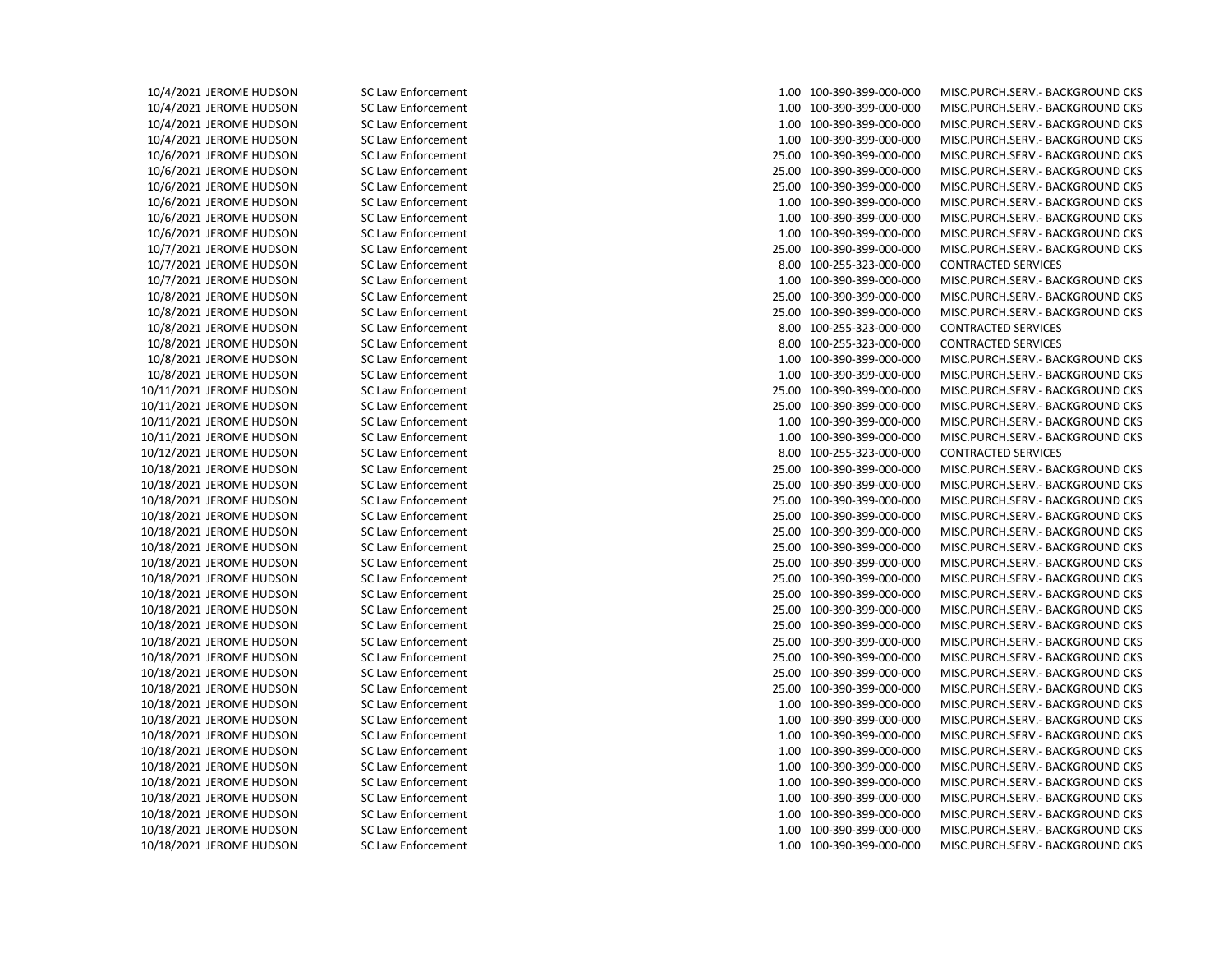| | | | | | |
|---|---|---|---|---|---|
| 10/4/2021 | JEROME HUDSON | SC Law Enforcement | 1.00 | 100-390-399-000-000 | MISC.PURCH.SERV.- BACKGROUND CKS |
| 10/4/2021 | JEROME HUDSON | SC Law Enforcement | 1.00 | 100-390-399-000-000 | MISC.PURCH.SERV.- BACKGROUND CKS |
| 10/4/2021 | JEROME HUDSON | SC Law Enforcement | 1.00 | 100-390-399-000-000 | MISC.PURCH.SERV.- BACKGROUND CKS |
| 10/4/2021 | JEROME HUDSON | SC Law Enforcement | 1.00 | 100-390-399-000-000 | MISC.PURCH.SERV.- BACKGROUND CKS |
| 10/6/2021 | JEROME HUDSON | SC Law Enforcement | 25.00 | 100-390-399-000-000 | MISC.PURCH.SERV.- BACKGROUND CKS |
| 10/6/2021 | JEROME HUDSON | SC Law Enforcement | 25.00 | 100-390-399-000-000 | MISC.PURCH.SERV.- BACKGROUND CKS |
| 10/6/2021 | JEROME HUDSON | SC Law Enforcement | 25.00 | 100-390-399-000-000 | MISC.PURCH.SERV.- BACKGROUND CKS |
| 10/6/2021 | JEROME HUDSON | SC Law Enforcement | 1.00 | 100-390-399-000-000 | MISC.PURCH.SERV.- BACKGROUND CKS |
| 10/6/2021 | JEROME HUDSON | SC Law Enforcement | 1.00 | 100-390-399-000-000 | MISC.PURCH.SERV.- BACKGROUND CKS |
| 10/6/2021 | JEROME HUDSON | SC Law Enforcement | 1.00 | 100-390-399-000-000 | MISC.PURCH.SERV.- BACKGROUND CKS |
| 10/7/2021 | JEROME HUDSON | SC Law Enforcement | 25.00 | 100-390-399-000-000 | MISC.PURCH.SERV.- BACKGROUND CKS |
| 10/7/2021 | JEROME HUDSON | SC Law Enforcement | 8.00 | 100-255-323-000-000 | CONTRACTED SERVICES |
| 10/7/2021 | JEROME HUDSON | SC Law Enforcement | 1.00 | 100-390-399-000-000 | MISC.PURCH.SERV.- BACKGROUND CKS |
| 10/8/2021 | JEROME HUDSON | SC Law Enforcement | 25.00 | 100-390-399-000-000 | MISC.PURCH.SERV.- BACKGROUND CKS |
| 10/8/2021 | JEROME HUDSON | SC Law Enforcement | 25.00 | 100-390-399-000-000 | MISC.PURCH.SERV.- BACKGROUND CKS |
| 10/8/2021 | JEROME HUDSON | SC Law Enforcement | 8.00 | 100-255-323-000-000 | CONTRACTED SERVICES |
| 10/8/2021 | JEROME HUDSON | SC Law Enforcement | 8.00 | 100-255-323-000-000 | CONTRACTED SERVICES |
| 10/8/2021 | JEROME HUDSON | SC Law Enforcement | 1.00 | 100-390-399-000-000 | MISC.PURCH.SERV.- BACKGROUND CKS |
| 10/8/2021 | JEROME HUDSON | SC Law Enforcement | 1.00 | 100-390-399-000-000 | MISC.PURCH.SERV.- BACKGROUND CKS |
| 10/11/2021 | JEROME HUDSON | SC Law Enforcement | 25.00 | 100-390-399-000-000 | MISC.PURCH.SERV.- BACKGROUND CKS |
| 10/11/2021 | JEROME HUDSON | SC Law Enforcement | 25.00 | 100-390-399-000-000 | MISC.PURCH.SERV.- BACKGROUND CKS |
| 10/11/2021 | JEROME HUDSON | SC Law Enforcement | 1.00 | 100-390-399-000-000 | MISC.PURCH.SERV.- BACKGROUND CKS |
| 10/11/2021 | JEROME HUDSON | SC Law Enforcement | 1.00 | 100-390-399-000-000 | MISC.PURCH.SERV.- BACKGROUND CKS |
| 10/12/2021 | JEROME HUDSON | SC Law Enforcement | 8.00 | 100-255-323-000-000 | CONTRACTED SERVICES |
| 10/18/2021 | JEROME HUDSON | SC Law Enforcement | 25.00 | 100-390-399-000-000 | MISC.PURCH.SERV.- BACKGROUND CKS |
| 10/18/2021 | JEROME HUDSON | SC Law Enforcement | 25.00 | 100-390-399-000-000 | MISC.PURCH.SERV.- BACKGROUND CKS |
| 10/18/2021 | JEROME HUDSON | SC Law Enforcement | 25.00 | 100-390-399-000-000 | MISC.PURCH.SERV.- BACKGROUND CKS |
| 10/18/2021 | JEROME HUDSON | SC Law Enforcement | 25.00 | 100-390-399-000-000 | MISC.PURCH.SERV.- BACKGROUND CKS |
| 10/18/2021 | JEROME HUDSON | SC Law Enforcement | 25.00 | 100-390-399-000-000 | MISC.PURCH.SERV.- BACKGROUND CKS |
| 10/18/2021 | JEROME HUDSON | SC Law Enforcement | 25.00 | 100-390-399-000-000 | MISC.PURCH.SERV.- BACKGROUND CKS |
| 10/18/2021 | JEROME HUDSON | SC Law Enforcement | 25.00 | 100-390-399-000-000 | MISC.PURCH.SERV.- BACKGROUND CKS |
| 10/18/2021 | JEROME HUDSON | SC Law Enforcement | 25.00 | 100-390-399-000-000 | MISC.PURCH.SERV.- BACKGROUND CKS |
| 10/18/2021 | JEROME HUDSON | SC Law Enforcement | 25.00 | 100-390-399-000-000 | MISC.PURCH.SERV.- BACKGROUND CKS |
| 10/18/2021 | JEROME HUDSON | SC Law Enforcement | 25.00 | 100-390-399-000-000 | MISC.PURCH.SERV.- BACKGROUND CKS |
| 10/18/2021 | JEROME HUDSON | SC Law Enforcement | 25.00 | 100-390-399-000-000 | MISC.PURCH.SERV.- BACKGROUND CKS |
| 10/18/2021 | JEROME HUDSON | SC Law Enforcement | 25.00 | 100-390-399-000-000 | MISC.PURCH.SERV.- BACKGROUND CKS |
| 10/18/2021 | JEROME HUDSON | SC Law Enforcement | 25.00 | 100-390-399-000-000 | MISC.PURCH.SERV.- BACKGROUND CKS |
| 10/18/2021 | JEROME HUDSON | SC Law Enforcement | 25.00 | 100-390-399-000-000 | MISC.PURCH.SERV.- BACKGROUND CKS |
| 10/18/2021 | JEROME HUDSON | SC Law Enforcement | 25.00 | 100-390-399-000-000 | MISC.PURCH.SERV.- BACKGROUND CKS |
| 10/18/2021 | JEROME HUDSON | SC Law Enforcement | 1.00 | 100-390-399-000-000 | MISC.PURCH.SERV.- BACKGROUND CKS |
| 10/18/2021 | JEROME HUDSON | SC Law Enforcement | 1.00 | 100-390-399-000-000 | MISC.PURCH.SERV.- BACKGROUND CKS |
| 10/18/2021 | JEROME HUDSON | SC Law Enforcement | 1.00 | 100-390-399-000-000 | MISC.PURCH.SERV.- BACKGROUND CKS |
| 10/18/2021 | JEROME HUDSON | SC Law Enforcement | 1.00 | 100-390-399-000-000 | MISC.PURCH.SERV.- BACKGROUND CKS |
| 10/18/2021 | JEROME HUDSON | SC Law Enforcement | 1.00 | 100-390-399-000-000 | MISC.PURCH.SERV.- BACKGROUND CKS |
| 10/18/2021 | JEROME HUDSON | SC Law Enforcement | 1.00 | 100-390-399-000-000 | MISC.PURCH.SERV.- BACKGROUND CKS |
| 10/18/2021 | JEROME HUDSON | SC Law Enforcement | 1.00 | 100-390-399-000-000 | MISC.PURCH.SERV.- BACKGROUND CKS |
| 10/18/2021 | JEROME HUDSON | SC Law Enforcement | 1.00 | 100-390-399-000-000 | MISC.PURCH.SERV.- BACKGROUND CKS |
| 10/18/2021 | JEROME HUDSON | SC Law Enforcement | 1.00 | 100-390-399-000-000 | MISC.PURCH.SERV.- BACKGROUND CKS |
| 10/18/2021 | JEROME HUDSON | SC Law Enforcement | 1.00 | 100-390-399-000-000 | MISC.PURCH.SERV.- BACKGROUND CKS |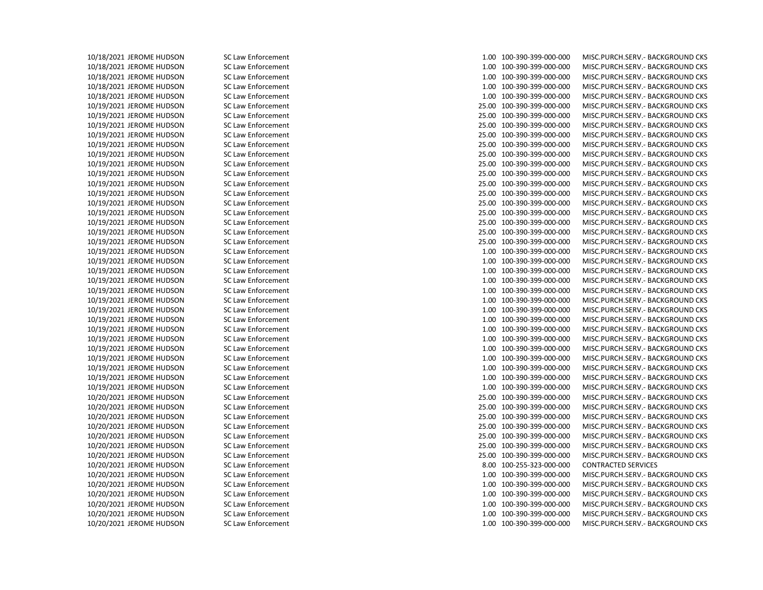| | | | | | |
|---|---|---|---|---|---|
| 10/18/2021 | JEROME HUDSON | SC Law Enforcement | 1.00 | 100-390-399-000-000 | MISC.PURCH.SERV.- BACKGROUND CKS |
| 10/18/2021 | JEROME HUDSON | SC Law Enforcement | 1.00 | 100-390-399-000-000 | MISC.PURCH.SERV.- BACKGROUND CKS |
| 10/18/2021 | JEROME HUDSON | SC Law Enforcement | 1.00 | 100-390-399-000-000 | MISC.PURCH.SERV.- BACKGROUND CKS |
| 10/18/2021 | JEROME HUDSON | SC Law Enforcement | 1.00 | 100-390-399-000-000 | MISC.PURCH.SERV.- BACKGROUND CKS |
| 10/18/2021 | JEROME HUDSON | SC Law Enforcement | 1.00 | 100-390-399-000-000 | MISC.PURCH.SERV.- BACKGROUND CKS |
| 10/19/2021 | JEROME HUDSON | SC Law Enforcement | 25.00 | 100-390-399-000-000 | MISC.PURCH.SERV.- BACKGROUND CKS |
| 10/19/2021 | JEROME HUDSON | SC Law Enforcement | 25.00 | 100-390-399-000-000 | MISC.PURCH.SERV.- BACKGROUND CKS |
| 10/19/2021 | JEROME HUDSON | SC Law Enforcement | 25.00 | 100-390-399-000-000 | MISC.PURCH.SERV.- BACKGROUND CKS |
| 10/19/2021 | JEROME HUDSON | SC Law Enforcement | 25.00 | 100-390-399-000-000 | MISC.PURCH.SERV.- BACKGROUND CKS |
| 10/19/2021 | JEROME HUDSON | SC Law Enforcement | 25.00 | 100-390-399-000-000 | MISC.PURCH.SERV.- BACKGROUND CKS |
| 10/19/2021 | JEROME HUDSON | SC Law Enforcement | 25.00 | 100-390-399-000-000 | MISC.PURCH.SERV.- BACKGROUND CKS |
| 10/19/2021 | JEROME HUDSON | SC Law Enforcement | 25.00 | 100-390-399-000-000 | MISC.PURCH.SERV.- BACKGROUND CKS |
| 10/19/2021 | JEROME HUDSON | SC Law Enforcement | 25.00 | 100-390-399-000-000 | MISC.PURCH.SERV.- BACKGROUND CKS |
| 10/19/2021 | JEROME HUDSON | SC Law Enforcement | 25.00 | 100-390-399-000-000 | MISC.PURCH.SERV.- BACKGROUND CKS |
| 10/19/2021 | JEROME HUDSON | SC Law Enforcement | 25.00 | 100-390-399-000-000 | MISC.PURCH.SERV.- BACKGROUND CKS |
| 10/19/2021 | JEROME HUDSON | SC Law Enforcement | 25.00 | 100-390-399-000-000 | MISC.PURCH.SERV.- BACKGROUND CKS |
| 10/19/2021 | JEROME HUDSON | SC Law Enforcement | 25.00 | 100-390-399-000-000 | MISC.PURCH.SERV.- BACKGROUND CKS |
| 10/19/2021 | JEROME HUDSON | SC Law Enforcement | 25.00 | 100-390-399-000-000 | MISC.PURCH.SERV.- BACKGROUND CKS |
| 10/19/2021 | JEROME HUDSON | SC Law Enforcement | 25.00 | 100-390-399-000-000 | MISC.PURCH.SERV.- BACKGROUND CKS |
| 10/19/2021 | JEROME HUDSON | SC Law Enforcement | 25.00 | 100-390-399-000-000 | MISC.PURCH.SERV.- BACKGROUND CKS |
| 10/19/2021 | JEROME HUDSON | SC Law Enforcement | 1.00 | 100-390-399-000-000 | MISC.PURCH.SERV.- BACKGROUND CKS |
| 10/19/2021 | JEROME HUDSON | SC Law Enforcement | 1.00 | 100-390-399-000-000 | MISC.PURCH.SERV.- BACKGROUND CKS |
| 10/19/2021 | JEROME HUDSON | SC Law Enforcement | 1.00 | 100-390-399-000-000 | MISC.PURCH.SERV.- BACKGROUND CKS |
| 10/19/2021 | JEROME HUDSON | SC Law Enforcement | 1.00 | 100-390-399-000-000 | MISC.PURCH.SERV.- BACKGROUND CKS |
| 10/19/2021 | JEROME HUDSON | SC Law Enforcement | 1.00 | 100-390-399-000-000 | MISC.PURCH.SERV.- BACKGROUND CKS |
| 10/19/2021 | JEROME HUDSON | SC Law Enforcement | 1.00 | 100-390-399-000-000 | MISC.PURCH.SERV.- BACKGROUND CKS |
| 10/19/2021 | JEROME HUDSON | SC Law Enforcement | 1.00 | 100-390-399-000-000 | MISC.PURCH.SERV.- BACKGROUND CKS |
| 10/19/2021 | JEROME HUDSON | SC Law Enforcement | 1.00 | 100-390-399-000-000 | MISC.PURCH.SERV.- BACKGROUND CKS |
| 10/19/2021 | JEROME HUDSON | SC Law Enforcement | 1.00 | 100-390-399-000-000 | MISC.PURCH.SERV.- BACKGROUND CKS |
| 10/19/2021 | JEROME HUDSON | SC Law Enforcement | 1.00 | 100-390-399-000-000 | MISC.PURCH.SERV.- BACKGROUND CKS |
| 10/19/2021 | JEROME HUDSON | SC Law Enforcement | 1.00 | 100-390-399-000-000 | MISC.PURCH.SERV.- BACKGROUND CKS |
| 10/19/2021 | JEROME HUDSON | SC Law Enforcement | 1.00 | 100-390-399-000-000 | MISC.PURCH.SERV.- BACKGROUND CKS |
| 10/19/2021 | JEROME HUDSON | SC Law Enforcement | 1.00 | 100-390-399-000-000 | MISC.PURCH.SERV.- BACKGROUND CKS |
| 10/19/2021 | JEROME HUDSON | SC Law Enforcement | 1.00 | 100-390-399-000-000 | MISC.PURCH.SERV.- BACKGROUND CKS |
| 10/20/2021 | JEROME HUDSON | SC Law Enforcement | 25.00 | 100-390-399-000-000 | MISC.PURCH.SERV.- BACKGROUND CKS |
| 10/20/2021 | JEROME HUDSON | SC Law Enforcement | 25.00 | 100-390-399-000-000 | MISC.PURCH.SERV.- BACKGROUND CKS |
| 10/20/2021 | JEROME HUDSON | SC Law Enforcement | 25.00 | 100-390-399-000-000 | MISC.PURCH.SERV.- BACKGROUND CKS |
| 10/20/2021 | JEROME HUDSON | SC Law Enforcement | 25.00 | 100-390-399-000-000 | MISC.PURCH.SERV.- BACKGROUND CKS |
| 10/20/2021 | JEROME HUDSON | SC Law Enforcement | 25.00 | 100-390-399-000-000 | MISC.PURCH.SERV.- BACKGROUND CKS |
| 10/20/2021 | JEROME HUDSON | SC Law Enforcement | 25.00 | 100-390-399-000-000 | MISC.PURCH.SERV.- BACKGROUND CKS |
| 10/20/2021 | JEROME HUDSON | SC Law Enforcement | 25.00 | 100-390-399-000-000 | MISC.PURCH.SERV.- BACKGROUND CKS |
| 10/20/2021 | JEROME HUDSON | SC Law Enforcement | 8.00 | 100-255-323-000-000 | CONTRACTED SERVICES |
| 10/20/2021 | JEROME HUDSON | SC Law Enforcement | 1.00 | 100-390-399-000-000 | MISC.PURCH.SERV.- BACKGROUND CKS |
| 10/20/2021 | JEROME HUDSON | SC Law Enforcement | 1.00 | 100-390-399-000-000 | MISC.PURCH.SERV.- BACKGROUND CKS |
| 10/20/2021 | JEROME HUDSON | SC Law Enforcement | 1.00 | 100-390-399-000-000 | MISC.PURCH.SERV.- BACKGROUND CKS |
| 10/20/2021 | JEROME HUDSON | SC Law Enforcement | 1.00 | 100-390-399-000-000 | MISC.PURCH.SERV.- BACKGROUND CKS |
| 10/20/2021 | JEROME HUDSON | SC Law Enforcement | 1.00 | 100-390-399-000-000 | MISC.PURCH.SERV.- BACKGROUND CKS |
| 10/20/2021 | JEROME HUDSON | SC Law Enforcement | 1.00 | 100-390-399-000-000 | MISC.PURCH.SERV.- BACKGROUND CKS |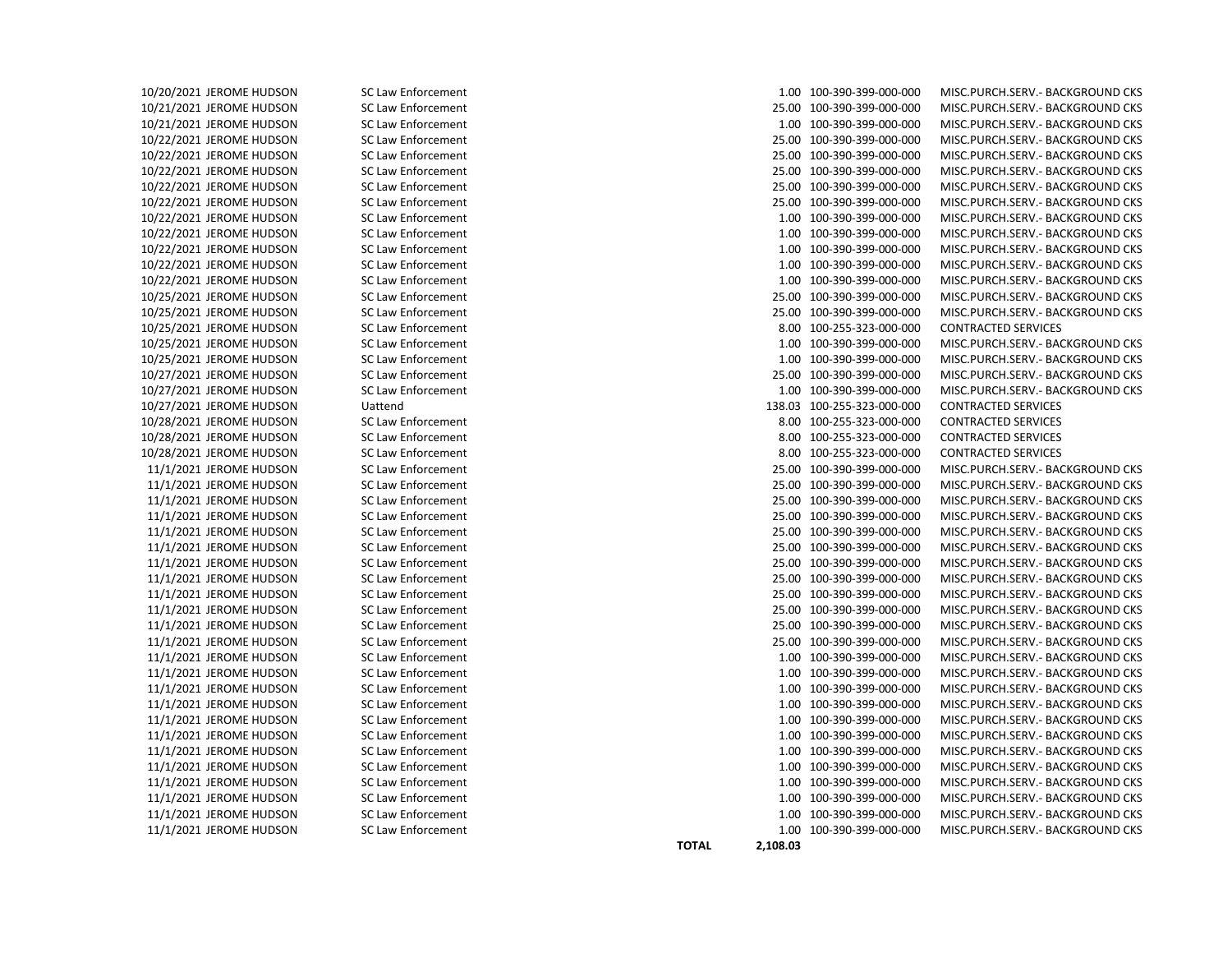| | | | | | |
|---|---|---|---|---|---|
| 10/20/2021 | JEROME HUDSON | SC Law Enforcement | 1.00 | 100-390-399-000-000 | MISC.PURCH.SERV.- BACKGROUND CKS |
| 10/21/2021 | JEROME HUDSON | SC Law Enforcement | 25.00 | 100-390-399-000-000 | MISC.PURCH.SERV.- BACKGROUND CKS |
| 10/21/2021 | JEROME HUDSON | SC Law Enforcement | 1.00 | 100-390-399-000-000 | MISC.PURCH.SERV.- BACKGROUND CKS |
| 10/22/2021 | JEROME HUDSON | SC Law Enforcement | 25.00 | 100-390-399-000-000 | MISC.PURCH.SERV.- BACKGROUND CKS |
| 10/22/2021 | JEROME HUDSON | SC Law Enforcement | 25.00 | 100-390-399-000-000 | MISC.PURCH.SERV.- BACKGROUND CKS |
| 10/22/2021 | JEROME HUDSON | SC Law Enforcement | 25.00 | 100-390-399-000-000 | MISC.PURCH.SERV.- BACKGROUND CKS |
| 10/22/2021 | JEROME HUDSON | SC Law Enforcement | 25.00 | 100-390-399-000-000 | MISC.PURCH.SERV.- BACKGROUND CKS |
| 10/22/2021 | JEROME HUDSON | SC Law Enforcement | 25.00 | 100-390-399-000-000 | MISC.PURCH.SERV.- BACKGROUND CKS |
| 10/22/2021 | JEROME HUDSON | SC Law Enforcement | 1.00 | 100-390-399-000-000 | MISC.PURCH.SERV.- BACKGROUND CKS |
| 10/22/2021 | JEROME HUDSON | SC Law Enforcement | 1.00 | 100-390-399-000-000 | MISC.PURCH.SERV.- BACKGROUND CKS |
| 10/22/2021 | JEROME HUDSON | SC Law Enforcement | 1.00 | 100-390-399-000-000 | MISC.PURCH.SERV.- BACKGROUND CKS |
| 10/22/2021 | JEROME HUDSON | SC Law Enforcement | 1.00 | 100-390-399-000-000 | MISC.PURCH.SERV.- BACKGROUND CKS |
| 10/22/2021 | JEROME HUDSON | SC Law Enforcement | 1.00 | 100-390-399-000-000 | MISC.PURCH.SERV.- BACKGROUND CKS |
| 10/25/2021 | JEROME HUDSON | SC Law Enforcement | 25.00 | 100-390-399-000-000 | MISC.PURCH.SERV.- BACKGROUND CKS |
| 10/25/2021 | JEROME HUDSON | SC Law Enforcement | 25.00 | 100-390-399-000-000 | MISC.PURCH.SERV.- BACKGROUND CKS |
| 10/25/2021 | JEROME HUDSON | SC Law Enforcement | 8.00 | 100-255-323-000-000 | CONTRACTED SERVICES |
| 10/25/2021 | JEROME HUDSON | SC Law Enforcement | 1.00 | 100-390-399-000-000 | MISC.PURCH.SERV.- BACKGROUND CKS |
| 10/25/2021 | JEROME HUDSON | SC Law Enforcement | 1.00 | 100-390-399-000-000 | MISC.PURCH.SERV.- BACKGROUND CKS |
| 10/27/2021 | JEROME HUDSON | SC Law Enforcement | 25.00 | 100-390-399-000-000 | MISC.PURCH.SERV.- BACKGROUND CKS |
| 10/27/2021 | JEROME HUDSON | SC Law Enforcement | 1.00 | 100-390-399-000-000 | MISC.PURCH.SERV.- BACKGROUND CKS |
| 10/27/2021 | JEROME HUDSON | Uattend | 138.03 | 100-255-323-000-000 | CONTRACTED SERVICES |
| 10/28/2021 | JEROME HUDSON | SC Law Enforcement | 8.00 | 100-255-323-000-000 | CONTRACTED SERVICES |
| 10/28/2021 | JEROME HUDSON | SC Law Enforcement | 8.00 | 100-255-323-000-000 | CONTRACTED SERVICES |
| 10/28/2021 | JEROME HUDSON | SC Law Enforcement | 8.00 | 100-255-323-000-000 | CONTRACTED SERVICES |
| 11/1/2021 | JEROME HUDSON | SC Law Enforcement | 25.00 | 100-390-399-000-000 | MISC.PURCH.SERV.- BACKGROUND CKS |
| 11/1/2021 | JEROME HUDSON | SC Law Enforcement | 25.00 | 100-390-399-000-000 | MISC.PURCH.SERV.- BACKGROUND CKS |
| 11/1/2021 | JEROME HUDSON | SC Law Enforcement | 25.00 | 100-390-399-000-000 | MISC.PURCH.SERV.- BACKGROUND CKS |
| 11/1/2021 | JEROME HUDSON | SC Law Enforcement | 25.00 | 100-390-399-000-000 | MISC.PURCH.SERV.- BACKGROUND CKS |
| 11/1/2021 | JEROME HUDSON | SC Law Enforcement | 25.00 | 100-390-399-000-000 | MISC.PURCH.SERV.- BACKGROUND CKS |
| 11/1/2021 | JEROME HUDSON | SC Law Enforcement | 25.00 | 100-390-399-000-000 | MISC.PURCH.SERV.- BACKGROUND CKS |
| 11/1/2021 | JEROME HUDSON | SC Law Enforcement | 25.00 | 100-390-399-000-000 | MISC.PURCH.SERV.- BACKGROUND CKS |
| 11/1/2021 | JEROME HUDSON | SC Law Enforcement | 25.00 | 100-390-399-000-000 | MISC.PURCH.SERV.- BACKGROUND CKS |
| 11/1/2021 | JEROME HUDSON | SC Law Enforcement | 25.00 | 100-390-399-000-000 | MISC.PURCH.SERV.- BACKGROUND CKS |
| 11/1/2021 | JEROME HUDSON | SC Law Enforcement | 25.00 | 100-390-399-000-000 | MISC.PURCH.SERV.- BACKGROUND CKS |
| 11/1/2021 | JEROME HUDSON | SC Law Enforcement | 25.00 | 100-390-399-000-000 | MISC.PURCH.SERV.- BACKGROUND CKS |
| 11/1/2021 | JEROME HUDSON | SC Law Enforcement | 25.00 | 100-390-399-000-000 | MISC.PURCH.SERV.- BACKGROUND CKS |
| 11/1/2021 | JEROME HUDSON | SC Law Enforcement | 1.00 | 100-390-399-000-000 | MISC.PURCH.SERV.- BACKGROUND CKS |
| 11/1/2021 | JEROME HUDSON | SC Law Enforcement | 1.00 | 100-390-399-000-000 | MISC.PURCH.SERV.- BACKGROUND CKS |
| 11/1/2021 | JEROME HUDSON | SC Law Enforcement | 1.00 | 100-390-399-000-000 | MISC.PURCH.SERV.- BACKGROUND CKS |
| 11/1/2021 | JEROME HUDSON | SC Law Enforcement | 1.00 | 100-390-399-000-000 | MISC.PURCH.SERV.- BACKGROUND CKS |
| 11/1/2021 | JEROME HUDSON | SC Law Enforcement | 1.00 | 100-390-399-000-000 | MISC.PURCH.SERV.- BACKGROUND CKS |
| 11/1/2021 | JEROME HUDSON | SC Law Enforcement | 1.00 | 100-390-399-000-000 | MISC.PURCH.SERV.- BACKGROUND CKS |
| 11/1/2021 | JEROME HUDSON | SC Law Enforcement | 1.00 | 100-390-399-000-000 | MISC.PURCH.SERV.- BACKGROUND CKS |
| 11/1/2021 | JEROME HUDSON | SC Law Enforcement | 1.00 | 100-390-399-000-000 | MISC.PURCH.SERV.- BACKGROUND CKS |
| 11/1/2021 | JEROME HUDSON | SC Law Enforcement | 1.00 | 100-390-399-000-000 | MISC.PURCH.SERV.- BACKGROUND CKS |
| 11/1/2021 | JEROME HUDSON | SC Law Enforcement | 1.00 | 100-390-399-000-000 | MISC.PURCH.SERV.- BACKGROUND CKS |
| 11/1/2021 | JEROME HUDSON | SC Law Enforcement | 1.00 | 100-390-399-000-000 | MISC.PURCH.SERV.- BACKGROUND CKS |
| 11/1/2021 | JEROME HUDSON | SC Law Enforcement | 1.00 | 100-390-399-000-000 | MISC.PURCH.SERV.- BACKGROUND CKS |
| | | **TOTAL** | **2,108.03** | | |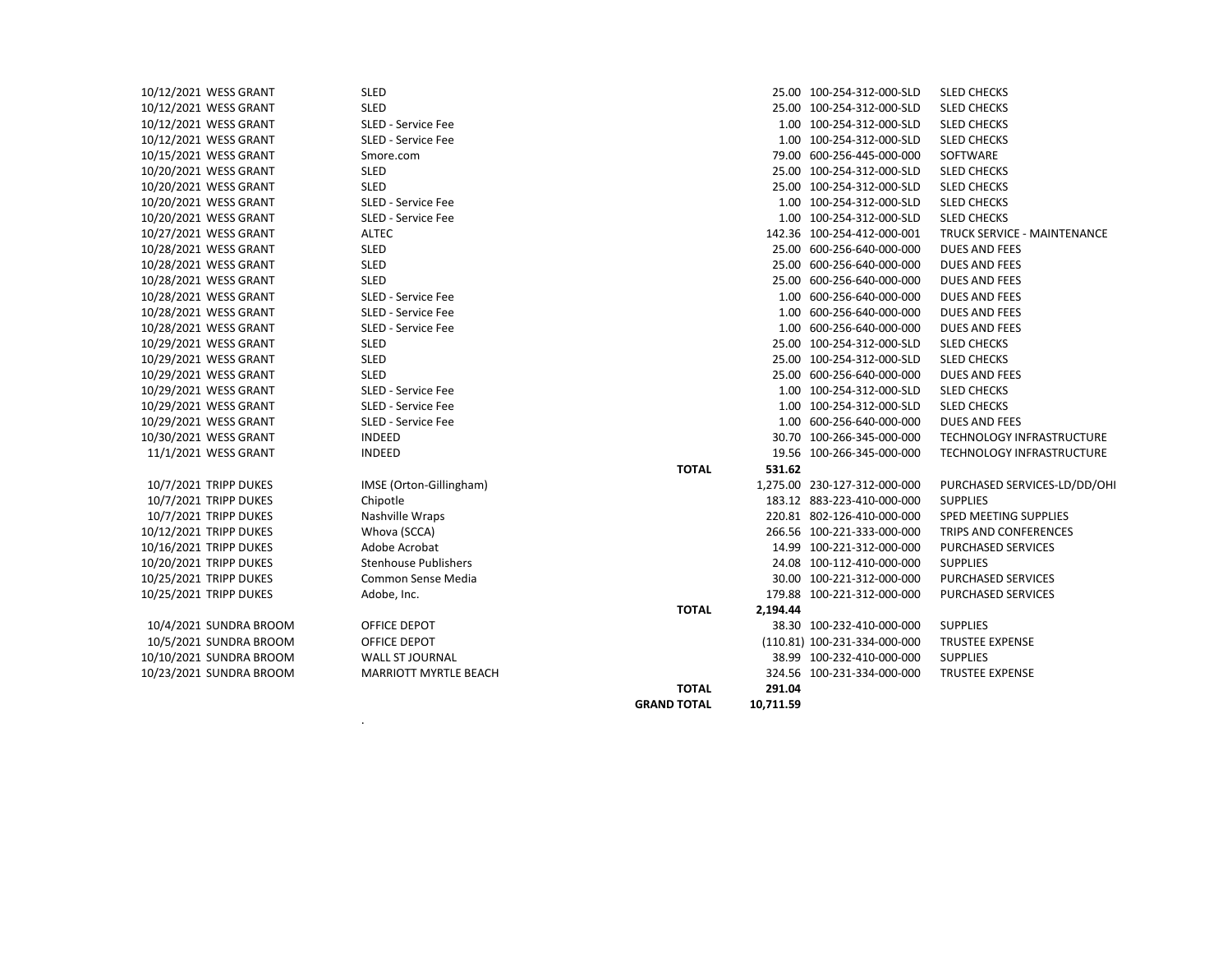| | | | | | | |
|---|---|---|---|---|---|---|
| 10/12/2021 | WESS GRANT | SLED | | 25.00 | 100-254-312-000-SLD | SLED CHECKS |
| 10/12/2021 | WESS GRANT | SLED | | 25.00 | 100-254-312-000-SLD | SLED CHECKS |
| 10/12/2021 | WESS GRANT | SLED - Service Fee | | 1.00 | 100-254-312-000-SLD | SLED CHECKS |
| 10/12/2021 | WESS GRANT | SLED - Service Fee | | 1.00 | 100-254-312-000-SLD | SLED CHECKS |
| 10/15/2021 | WESS GRANT | Smore.com | | 79.00 | 600-256-445-000-000 | SOFTWARE |
| 10/20/2021 | WESS GRANT | SLED | | 25.00 | 100-254-312-000-SLD | SLED CHECKS |
| 10/20/2021 | WESS GRANT | SLED | | 25.00 | 100-254-312-000-SLD | SLED CHECKS |
| 10/20/2021 | WESS GRANT | SLED - Service Fee | | 1.00 | 100-254-312-000-SLD | SLED CHECKS |
| 10/20/2021 | WESS GRANT | SLED - Service Fee | | 1.00 | 100-254-312-000-SLD | SLED CHECKS |
| 10/27/2021 | WESS GRANT | ALTEC | | 142.36 | 100-254-412-000-001 | TRUCK SERVICE - MAINTENANCE |
| 10/28/2021 | WESS GRANT | SLED | | 25.00 | 600-256-640-000-000 | DUES AND FEES |
| 10/28/2021 | WESS GRANT | SLED | | 25.00 | 600-256-640-000-000 | DUES AND FEES |
| 10/28/2021 | WESS GRANT | SLED | | 25.00 | 600-256-640-000-000 | DUES AND FEES |
| 10/28/2021 | WESS GRANT | SLED - Service Fee | | 1.00 | 600-256-640-000-000 | DUES AND FEES |
| 10/28/2021 | WESS GRANT | SLED - Service Fee | | 1.00 | 600-256-640-000-000 | DUES AND FEES |
| 10/28/2021 | WESS GRANT | SLED - Service Fee | | 1.00 | 600-256-640-000-000 | DUES AND FEES |
| 10/29/2021 | WESS GRANT | SLED | | 25.00 | 100-254-312-000-SLD | SLED CHECKS |
| 10/29/2021 | WESS GRANT | SLED | | 25.00 | 100-254-312-000-SLD | SLED CHECKS |
| 10/29/2021 | WESS GRANT | SLED | | 25.00 | 600-256-640-000-000 | DUES AND FEES |
| 10/29/2021 | WESS GRANT | SLED - Service Fee | | 1.00 | 100-254-312-000-SLD | SLED CHECKS |
| 10/29/2021 | WESS GRANT | SLED - Service Fee | | 1.00 | 100-254-312-000-SLD | SLED CHECKS |
| 10/29/2021 | WESS GRANT | SLED - Service Fee | | 1.00 | 600-256-640-000-000 | DUES AND FEES |
| 10/30/2021 | WESS GRANT | INDEED | | 30.70 | 100-266-345-000-000 | TECHNOLOGY INFRASTRUCTURE |
| 11/1/2021 | WESS GRANT | INDEED | | 19.56 | 100-266-345-000-000 | TECHNOLOGY INFRASTRUCTURE |
| | | | **TOTAL** | **531.62** | | |
| 10/7/2021 | TRIPP DUKES | IMSE (Orton-Gillingham) | | 1,275.00 | 230-127-312-000-000 | PURCHASED SERVICES-LD/DD/OHI |
| 10/7/2021 | TRIPP DUKES | Chipotle | | 183.12 | 883-223-410-000-000 | SUPPLIES |
| 10/7/2021 | TRIPP DUKES | Nashville Wraps | | 220.81 | 802-126-410-000-000 | SPED MEETING SUPPLIES |
| 10/12/2021 | TRIPP DUKES | Whova (SCCA) | | 266.56 | 100-221-333-000-000 | TRIPS AND CONFERENCES |
| 10/16/2021 | TRIPP DUKES | Adobe Acrobat | | 14.99 | 100-221-312-000-000 | PURCHASED SERVICES |
| 10/20/2021 | TRIPP DUKES | Stenhouse Publishers | | 24.08 | 100-112-410-000-000 | SUPPLIES |
| 10/25/2021 | TRIPP DUKES | Common Sense Media | | 30.00 | 100-221-312-000-000 | PURCHASED SERVICES |
| 10/25/2021 | TRIPP DUKES | Adobe, Inc. | | 179.88 | 100-221-312-000-000 | PURCHASED SERVICES |
| | | | **TOTAL** | **2,194.44** | | |
| 10/4/2021 | SUNDRA BROOM | OFFICE DEPOT | | 38.30 | 100-232-410-000-000 | SUPPLIES |
| 10/5/2021 | SUNDRA BROOM | OFFICE DEPOT | | (110.81) | 100-231-334-000-000 | TRUSTEE EXPENSE |
| 10/10/2021 | SUNDRA BROOM | WALL ST JOURNAL | | 38.99 | 100-232-410-000-000 | SUPPLIES |
| 10/23/2021 | SUNDRA BROOM | MARRIOTT MYRTLE BEACH | | 324.56 | 100-231-334-000-000 | TRUSTEE EXPENSE |
| | | | **TOTAL** | **291.04** | | |
| | | | **GRAND TOTAL** | **10,711.59** | | |